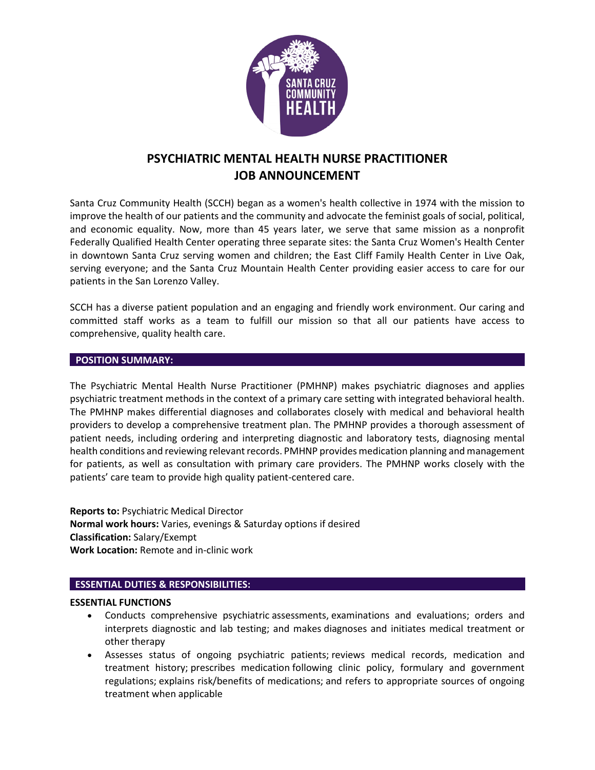# PSYCHIATRIC MENTAL HEALTH NURSE PRACTITIONER JOB ANNOUNCEMENT

Santa Cruz Community Health (SCCH) began as a women's health collective in 1974 with the mission to improve the health of our patients and the community and advocate the feminist goals of social, political, and economic equality. Now, more than 45 years later, we serve that same mission as a nonprofit Federally Qualified Health Center operating three separate sites: the Santa Cruz Women's Health Center in downtown Santa Cruz serving women and children; the East Cliff Family Health Center in Live Oak, serving everyone; and the Santa Cruz Mountain Health Center providing easier access to care for our patients in the San Lorenzo Valley.

SCCH has a diverse patient population and an engaging and friendly work environment. Our caring and committed staff works as a team to fulfill our mission so that all our patients have access to comprehensive, quality health care.

## POSITION SUMMARY:

The Psychiatric Mental Health Nurse Practitioner (PMHNP) makes psychiatric diagnoses and applies psychiatric treatment methods in the context of a primary care setting with integrated behavioral health. The PMHNP makes differential diagnoses and collaborates closely with medical and behavioral health providers to develop a comprehensive treatment plan. The PMHNP provides a thorough assessment of patient needs, including ordering and interpreting diagnostic and laboratory tests, diagnosing mental health conditions and reviewing relevant records. PMHNP provides medication planning and management for patients, as well as consultation with primary care providers. The PMHNP works closely with the patients' care team to provide high quality patient-centered care.

**Reports to:** Psychiatric Medical Director
**Normal work hours:** Varies, evenings & Saturday options if desired
**Classification:** Salary/Exempt
**Work Location:** Remote and in-clinic work

## ESSENTIAL DUTIES & RESPONSIBILITIES:

### ESSENTIAL FUNCTIONS

- Conducts comprehensive psychiatric assessments, examinations and evaluations; orders and interprets diagnostic and lab testing; and makes diagnoses and initiates medical treatment or other therapy
- Assesses status of ongoing psychiatric patients; reviews medical records, medication and treatment history; prescribes medication following clinic policy, formulary and government regulations; explains risk/benefits of medications; and refers to appropriate sources of ongoing treatment when applicable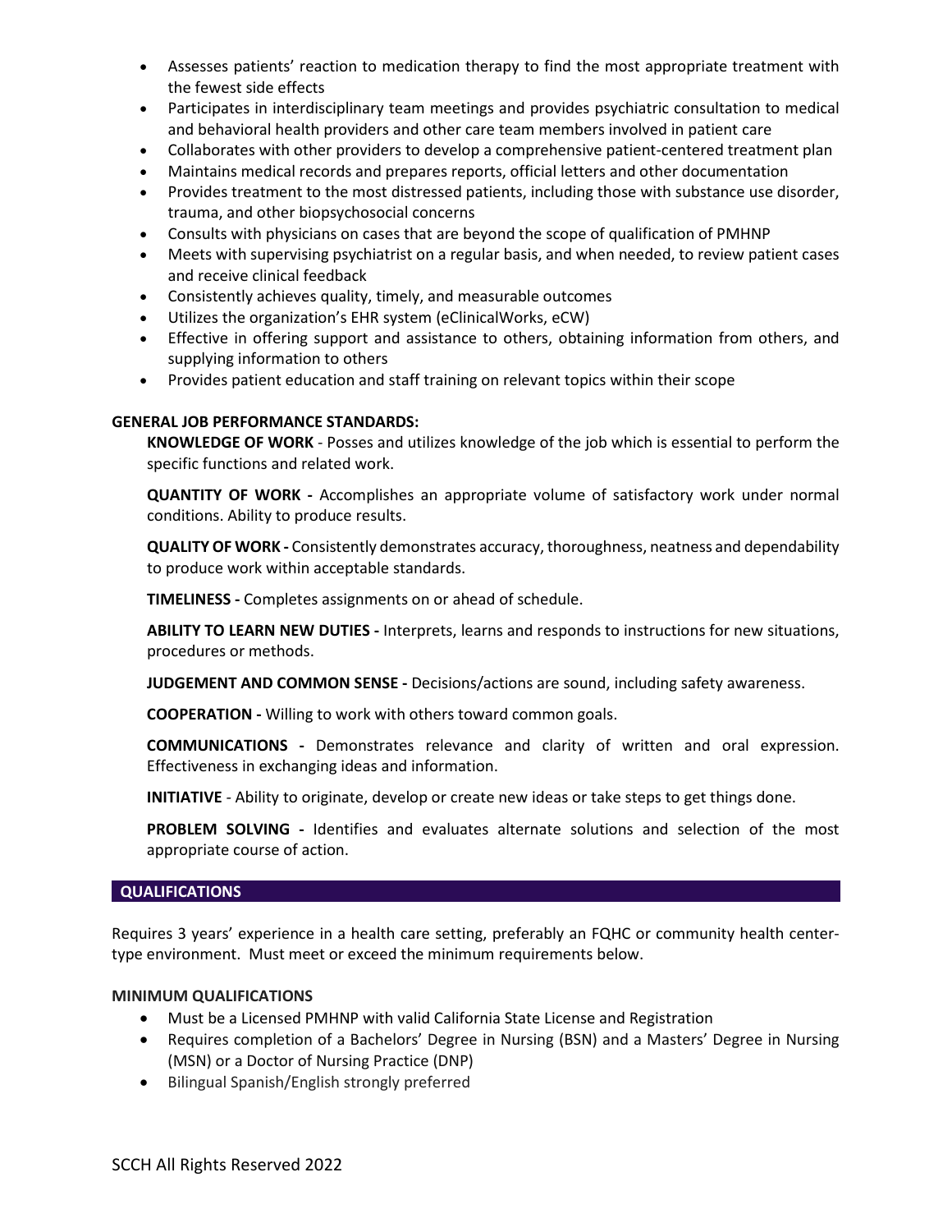- Assesses patients' reaction to medication therapy to find the most appropriate treatment with the fewest side effects
- Participates in interdisciplinary team meetings and provides psychiatric consultation to medical and behavioral health providers and other care team members involved in patient care
- Collaborates with other providers to develop a comprehensive patient-centered treatment plan
- Maintains medical records and prepares reports, official letters and other documentation
- Provides treatment to the most distressed patients, including those with substance use disorder, trauma, and other biopsychosocial concerns
- Consults with physicians on cases that are beyond the scope of qualification of PMHNP
- Meets with supervising psychiatrist on a regular basis, and when needed, to review patient cases and receive clinical feedback
- Consistently achieves quality, timely, and measurable outcomes
- Utilizes the organization's EHR system (eClinicalWorks, eCW)
- Effective in offering support and assistance to others, obtaining information from others, and supplying information to others
- Provides patient education and staff training on relevant topics within their scope

**GENERAL JOB PERFORMANCE STANDARDS:**

**KNOWLEDGE OF WORK** - Posses and utilizes knowledge of the job which is essential to perform the specific functions and related work.

**QUANTITY OF WORK -** Accomplishes an appropriate volume of satisfactory work under normal conditions. Ability to produce results.

**QUALITY OF WORK -** Consistently demonstrates accuracy, thoroughness, neatness and dependability to produce work within acceptable standards.

**TIMELINESS -** Completes assignments on or ahead of schedule.

**ABILITY TO LEARN NEW DUTIES -** Interprets, learns and responds to instructions for new situations, procedures or methods.

**JUDGEMENT AND COMMON SENSE -** Decisions/actions are sound, including safety awareness.

**COOPERATION -** Willing to work with others toward common goals.

**COMMUNICATIONS -** Demonstrates relevance and clarity of written and oral expression. Effectiveness in exchanging ideas and information.

**INITIATIVE** - Ability to originate, develop or create new ideas or take steps to get things done.

**PROBLEM SOLVING -** Identifies and evaluates alternate solutions and selection of the most appropriate course of action.

## QUALIFICATIONS

Requires 3 years' experience in a health care setting, preferably an FQHC or community health center-type environment. Must meet or exceed the minimum requirements below.

**MINIMUM QUALIFICATIONS**

- Must be a Licensed PMHNP with valid California State License and Registration
- Requires completion of a Bachelors' Degree in Nursing (BSN) and a Masters' Degree in Nursing (MSN) or a Doctor of Nursing Practice (DNP)
- Bilingual Spanish/English strongly preferred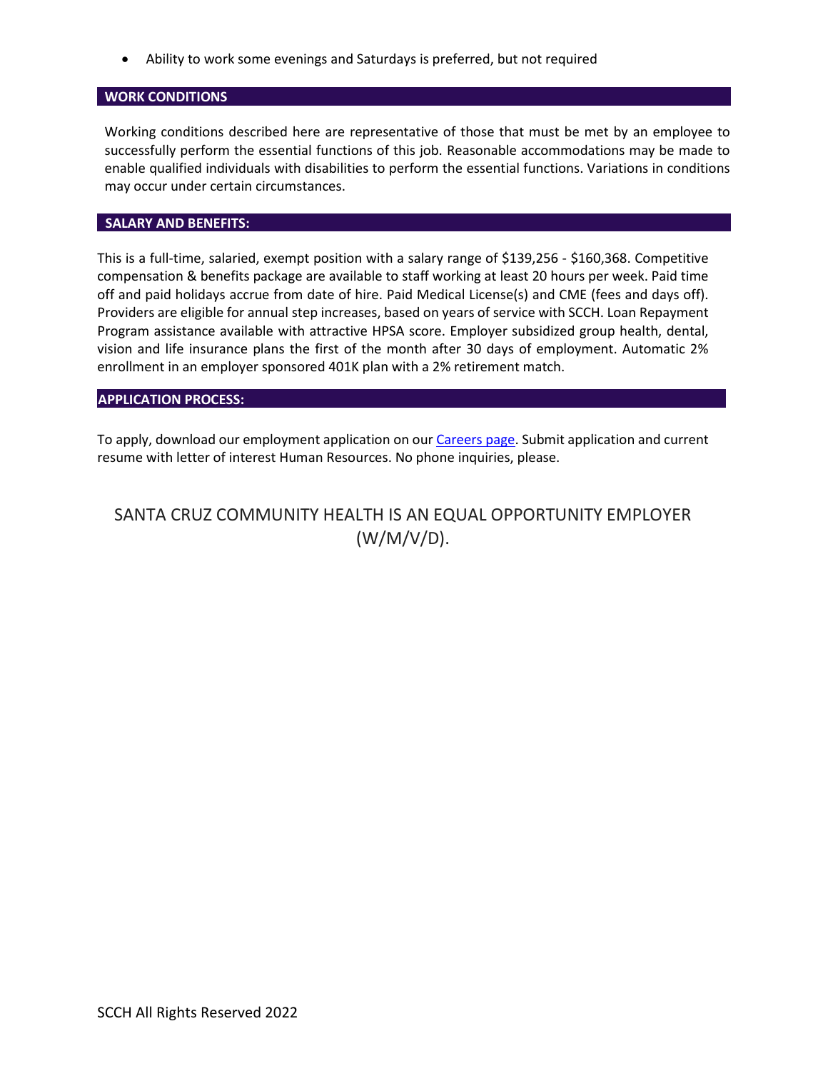- Ability to work some evenings and Saturdays is preferred, but not required

## WORK CONDITIONS

Working conditions described here are representative of those that must be met by an employee to successfully perform the essential functions of this job. Reasonable accommodations may be made to enable qualified individuals with disabilities to perform the essential functions. Variations in conditions may occur under certain circumstances.

## SALARY AND BENEFITS:

This is a full-time, salaried, exempt position with a salary range of $139,256 - $160,368. Competitive compensation & benefits package are available to staff working at least 20 hours per week. Paid time off and paid holidays accrue from date of hire. Paid Medical License(s) and CME (fees and days off). Providers are eligible for annual step increases, based on years of service with SCCH. Loan Repayment Program assistance available with attractive HPSA score. Employer subsidized group health, dental, vision and life insurance plans the first of the month after 30 days of employment. Automatic 2% enrollment in an employer sponsored 401K plan with a 2% retirement match.

## APPLICATION PROCESS:

To apply, download our employment application on our [Careers page](). Submit application and current resume with letter of interest Human Resources. No phone inquiries, please.

SANTA CRUZ COMMUNITY HEALTH IS AN EQUAL OPPORTUNITY EMPLOYER (W/M/V/D).

SCCH All Rights Reserved 2022